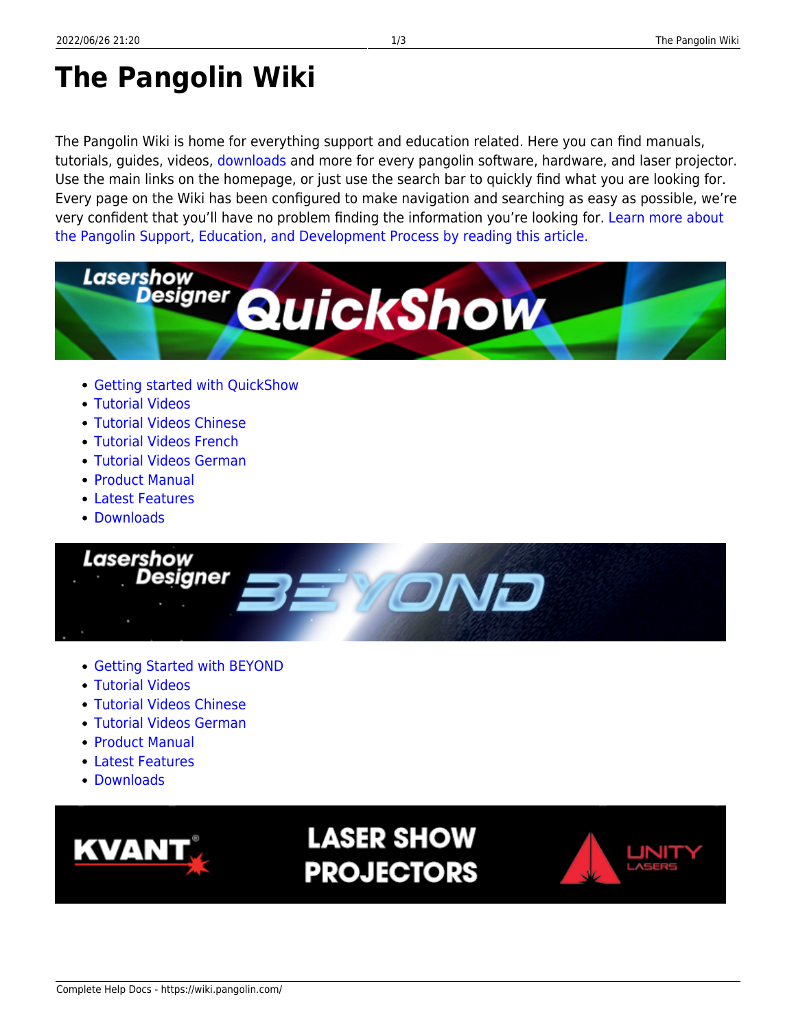# The Pangolin Wiki

The Pangolin Wiki is home for everything support and education related. Here you can find manuals, tutorials, guides, videos, downloads and more for every pangolin software, hardware, and laser projector. Use the main links on the homepage, or just use the search bar to quickly find what you are looking for. Every page on the Wiki has been configured to make navigation and searching as easy as possible, we're very confident that you'll have no problem finding the information you're looking for. Learn more about the Pangolin Support, Education, and Development Process by reading this article.

- Getting started with QuickShow
- Tutorial Videos
- Tutorial Videos Chinese
- Tutorial Videos French
- Tutorial Videos German
- Product Manual
- Latest Features
- Downloads

- Getting Started with BEYOND
- Tutorial Videos
- Tutorial Videos Chinese
- Tutorial Videos German
- Product Manual
- Latest Features
- Downloads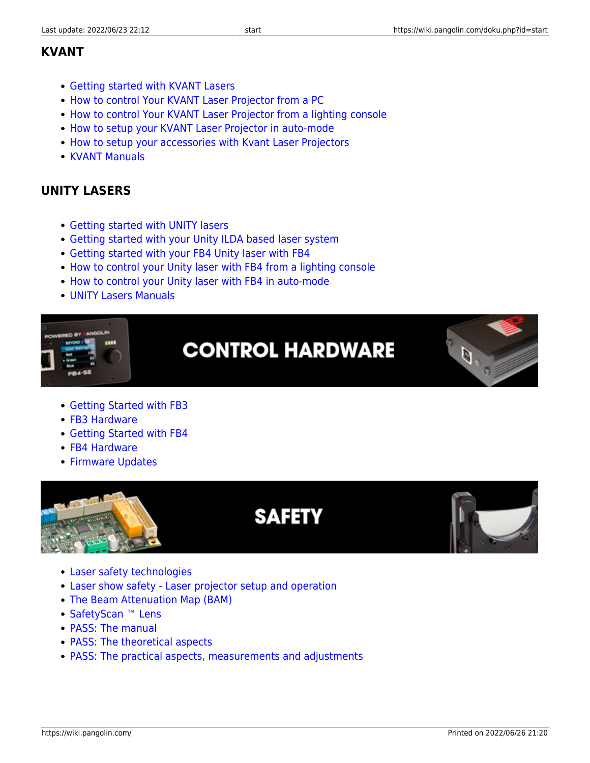## KVANT

- Getting started with KVANT Lasers
- How to control Your KVANT Laser Projector from a PC
- How to control Your KVANT Laser Projector from a lighting console
- How to setup your KVANT Laser Projector in auto-mode
- How to setup your accessories with Kvant Laser Projectors
- KVANT Manuals

## UNITY LASERS

- Getting started with UNITY lasers
- Getting started with your Unity ILDA based laser system
- Getting started with your FB4 Unity laser with FB4
- How to control your Unity laser with FB4 from a lighting console
- How to control your Unity laser with FB4 in auto-mode
- UNITY Lasers Manuals

## CONTROL HARDWARE

- Getting Started with FB3
- FB3 Hardware
- Getting Started with FB4
- FB4 Hardware
- Firmware Updates

## SAFETY

- Laser safety technologies
- Laser show safety - Laser projector setup and operation
- The Beam Attenuation Map (BAM)
- SafetyScan ™ Lens
- PASS: The manual
- PASS: The theoretical aspects
- PASS: The practical aspects, measurements and adjustments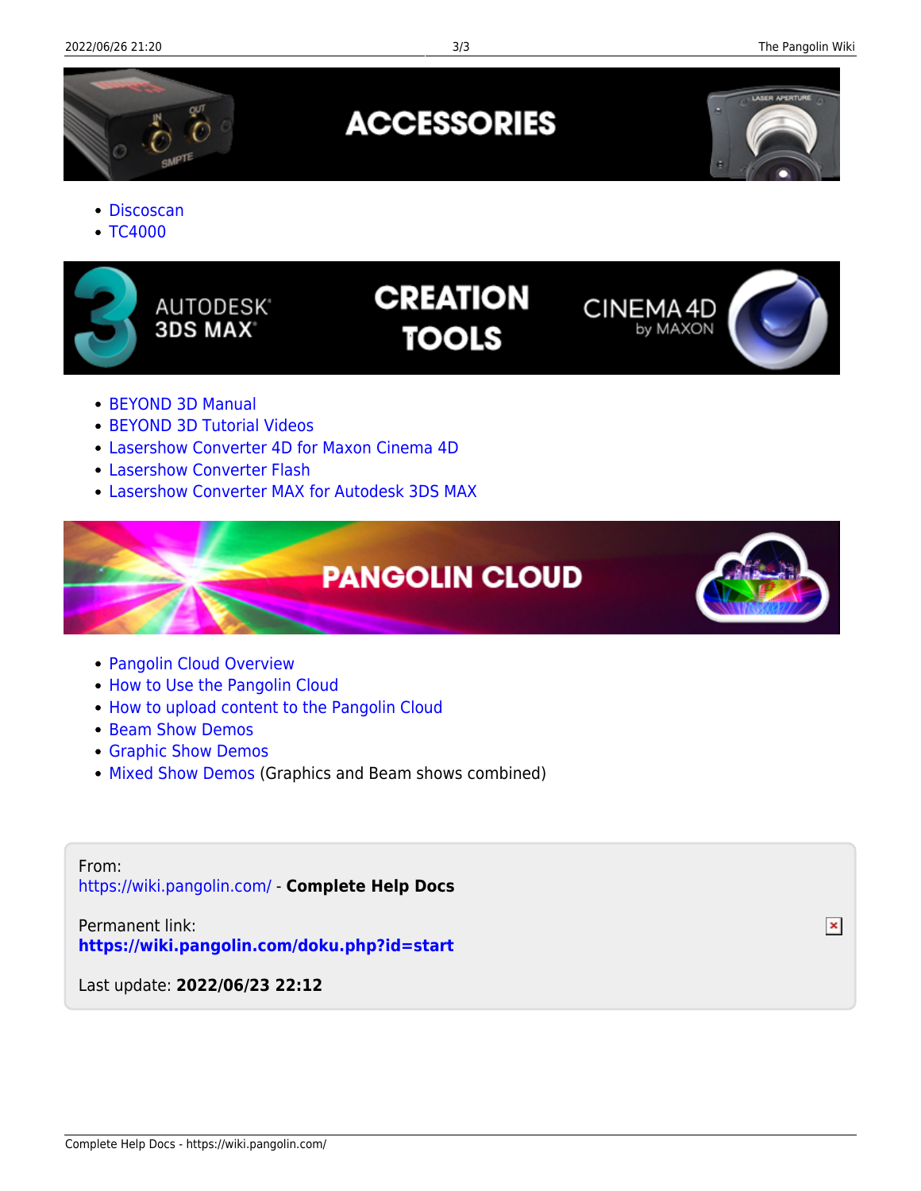## ACCESSORIES

- Discoscan
- TC4000

## CREATION TOOLS

- BEYOND 3D Manual
- BEYOND 3D Tutorial Videos
- Lasershow Converter 4D for Maxon Cinema 4D
- Lasershow Converter Flash
- Lasershow Converter MAX for Autodesk 3DS MAX

## PANGOLIN CLOUD

- Pangolin Cloud Overview
- How to Use the Pangolin Cloud
- How to upload content to the Pangolin Cloud
- Beam Show Demos
- Graphic Show Demos
- Mixed Show Demos (Graphics and Beam shows combined)

From:
https://wiki.pangolin.com/ - **Complete Help Docs**

Permanent link:
**https://wiki.pangolin.com/doku.php?id=start**

Last update: **2022/06/23 22:12**